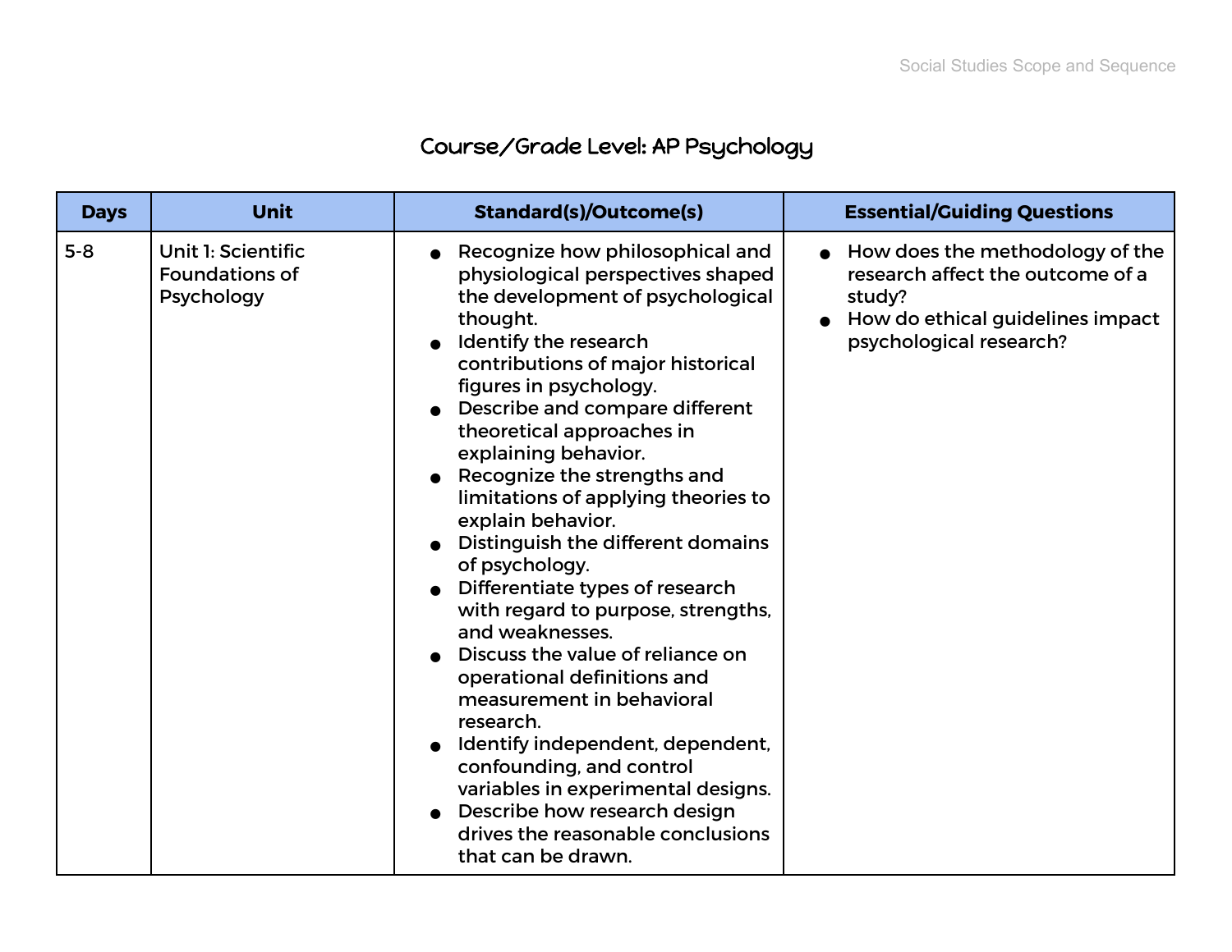## Course/Grade Level: AP Psychology

| Days | Unit | Standard(s)/Outcome(s) | Essential/Guiding Questions |
|---|---|---|---|
| 5-8 | Unit 1: Scientific Foundations of Psychology | • Recognize how philosophical and physiological perspectives shaped the development of psychological thought.<br>• Identify the research contributions of major historical figures in psychology.<br>• Describe and compare different theoretical approaches in explaining behavior.<br>• Recognize the strengths and limitations of applying theories to explain behavior.<br>• Distinguish the different domains of psychology.<br>• Differentiate types of research with regard to purpose, strengths, and weaknesses.<br>• Discuss the value of reliance on operational definitions and measurement in behavioral research.<br>• Identify independent, dependent, confounding, and control variables in experimental designs.<br>• Describe how research design drives the reasonable conclusions that can be drawn. | • How does the methodology of the research affect the outcome of a study?<br>• How do ethical guidelines impact psychological research? |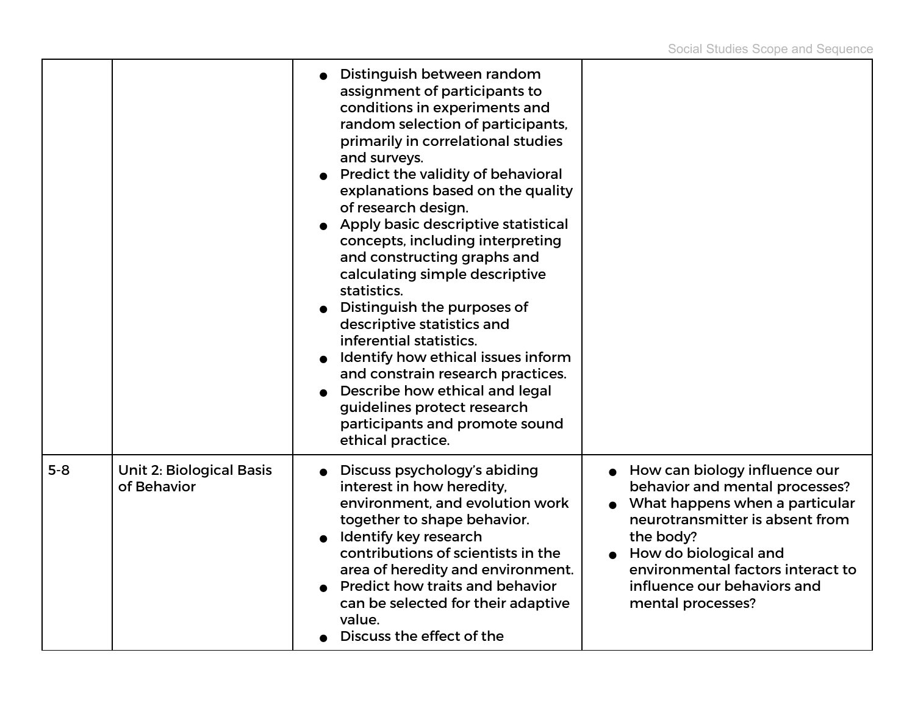| | | | |
|---|---|---|---|
| | | <ul><li>Distinguish between random assignment of participants to conditions in experiments and random selection of participants, primarily in correlational studies and surveys.</li><li>Predict the validity of behavioral explanations based on the quality of research design.</li><li>Apply basic descriptive statistical concepts, including interpreting and constructing graphs and calculating simple descriptive statistics.</li><li>Distinguish the purposes of descriptive statistics and inferential statistics.</li><li>Identify how ethical issues inform and constrain research practices.</li><li>Describe how ethical and legal guidelines protect research participants and promote sound ethical practice.</li></ul> | |
| 5-8 | Unit 2: Biological Basis of Behavior | <ul><li>Discuss psychology's abiding interest in how heredity, environment, and evolution work together to shape behavior.</li><li>Identify key research contributions of scientists in the area of heredity and environment.</li><li>Predict how traits and behavior can be selected for their adaptive value.</li><li>Discuss the effect of the</li></ul> | <ul><li>How can biology influence our behavior and mental processes?</li><li>What happens when a particular neurotransmitter is absent from the body?</li><li>How do biological and environmental factors interact to influence our behaviors and mental processes?</li></ul> |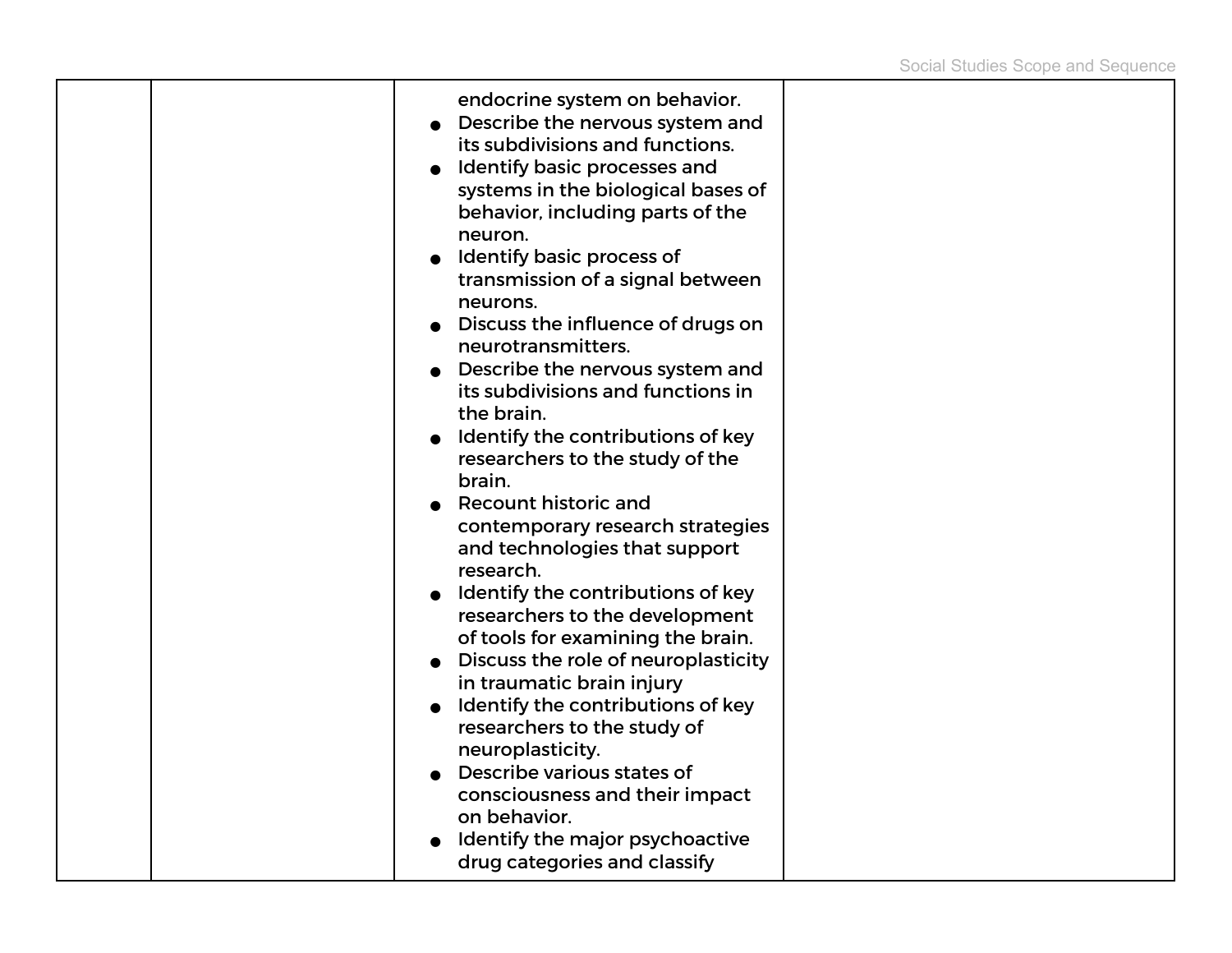| | | | |
|---|---|---|---|
| | | endocrine system on behavior.<br>● Describe the nervous system and its subdivisions and functions.<br>● Identify basic processes and systems in the biological bases of behavior, including parts of the neuron.<br>● Identify basic process of transmission of a signal between neurons.<br>● Discuss the influence of drugs on neurotransmitters.<br>● Describe the nervous system and its subdivisions and functions in the brain.<br>● Identify the contributions of key researchers to the study of the brain.<br>● Recount historic and contemporary research strategies and technologies that support research.<br>● Identify the contributions of key researchers to the development of tools for examining the brain.<br>● Discuss the role of neuroplasticity in traumatic brain injury<br>● Identify the contributions of key researchers to the study of neuroplasticity.<br>● Describe various states of consciousness and their impact on behavior.<br>● Identify the major psychoactive drug categories and classify | |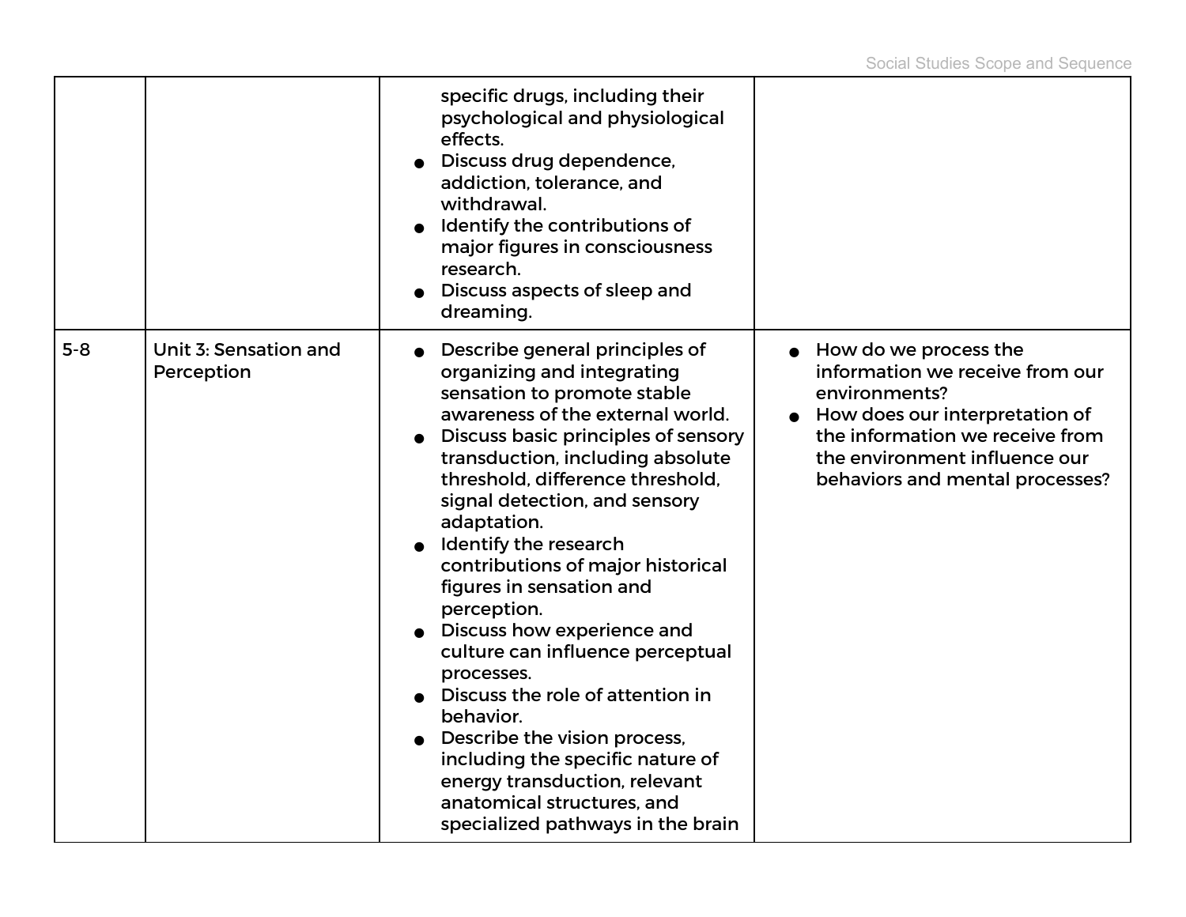| | | | |
|---|---|---|---|
| | | specific drugs, including their psychological and physiological effects.<br>● Discuss drug dependence, addiction, tolerance, and withdrawal.<br>● Identify the contributions of major figures in consciousness research.<br>● Discuss aspects of sleep and dreaming. | |
| 5-8 | Unit 3: Sensation and Perception | ● Describe general principles of organizing and integrating sensation to promote stable awareness of the external world.<br>● Discuss basic principles of sensory transduction, including absolute threshold, difference threshold, signal detection, and sensory adaptation.<br>● Identify the research contributions of major historical figures in sensation and perception.<br>● Discuss how experience and culture can influence perceptual processes.<br>● Discuss the role of attention in behavior.<br>● Describe the vision process, including the specific nature of energy transduction, relevant anatomical structures, and specialized pathways in the brain | ● How do we process the information we receive from our environments?<br>● How does our interpretation of the information we receive from the environment influence our behaviors and mental processes? |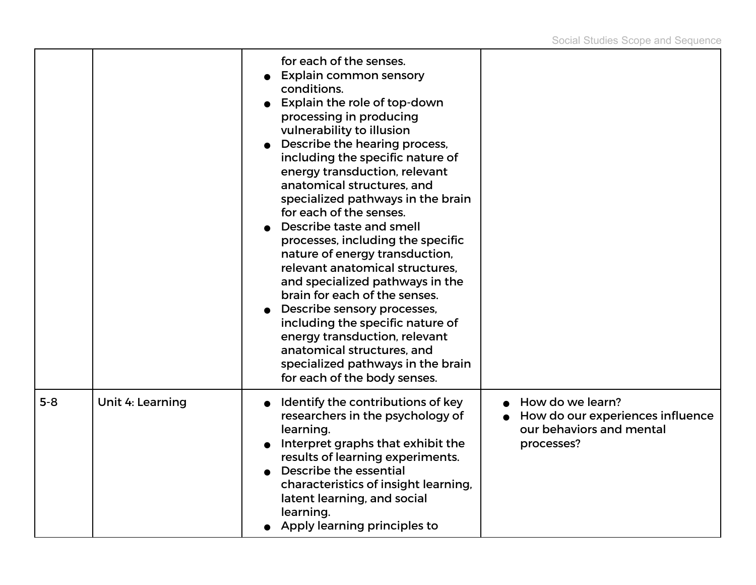| | | | |
|---|---|---|---|
| | | for each of the senses.<br>● Explain common sensory conditions.<br>● Explain the role of top-down processing in producing vulnerability to illusion<br>● Describe the hearing process, including the specific nature of energy transduction, relevant anatomical structures, and specialized pathways in the brain for each of the senses.<br>● Describe taste and smell processes, including the specific nature of energy transduction, relevant anatomical structures, and specialized pathways in the brain for each of the senses.<br>● Describe sensory processes, including the specific nature of energy transduction, relevant anatomical structures, and specialized pathways in the brain for each of the body senses. | |
| 5-8 | Unit 4: Learning | ● Identify the contributions of key researchers in the psychology of learning.<br>● Interpret graphs that exhibit the results of learning experiments.<br>● Describe the essential characteristics of insight learning, latent learning, and social learning.<br>● Apply learning principles to | ● How do we learn?<br>● How do our experiences influence our behaviors and mental processes? |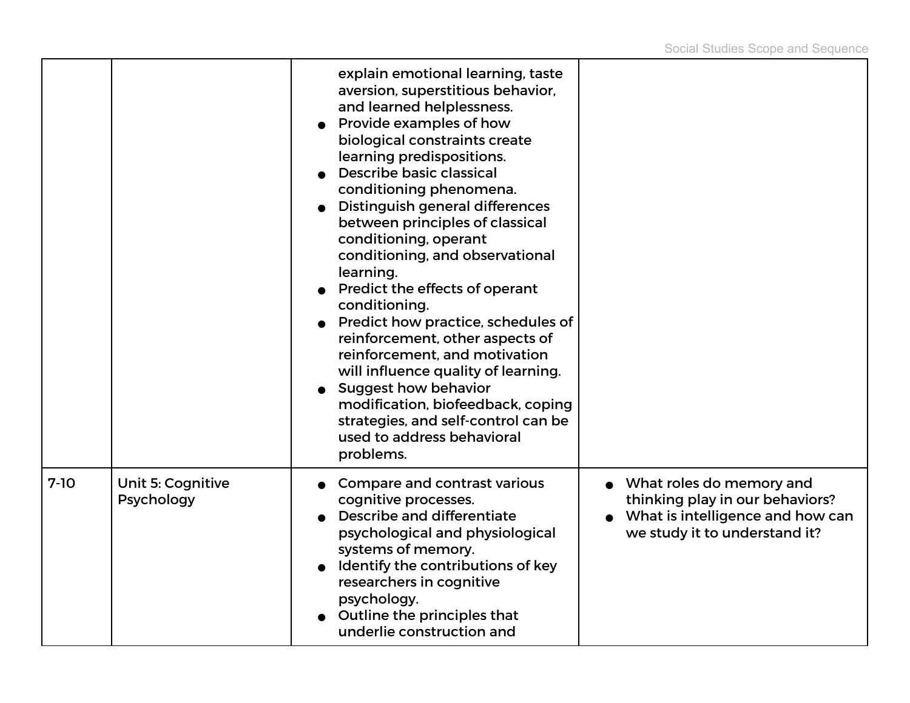| | | | |
|---|---|---|---|
| | | explain emotional learning, taste aversion, superstitious behavior, and learned helplessness.<br>● Provide examples of how biological constraints create learning predispositions.<br>● Describe basic classical conditioning phenomena.<br>● Distinguish general differences between principles of classical conditioning, operant conditioning, and observational learning.<br>● Predict the effects of operant conditioning.<br>● Predict how practice, schedules of reinforcement, other aspects of reinforcement, and motivation will influence quality of learning.<br>● Suggest how behavior modification, biofeedback, coping strategies, and self-control can be used to address behavioral problems. | |
| 7-10 | Unit 5: Cognitive Psychology | ● Compare and contrast various cognitive processes.<br>● Describe and differentiate psychological and physiological systems of memory.<br>● Identify the contributions of key researchers in cognitive psychology.<br>● Outline the principles that underlie construction and | ● What roles do memory and thinking play in our behaviors?<br>● What is intelligence and how can we study it to understand it? |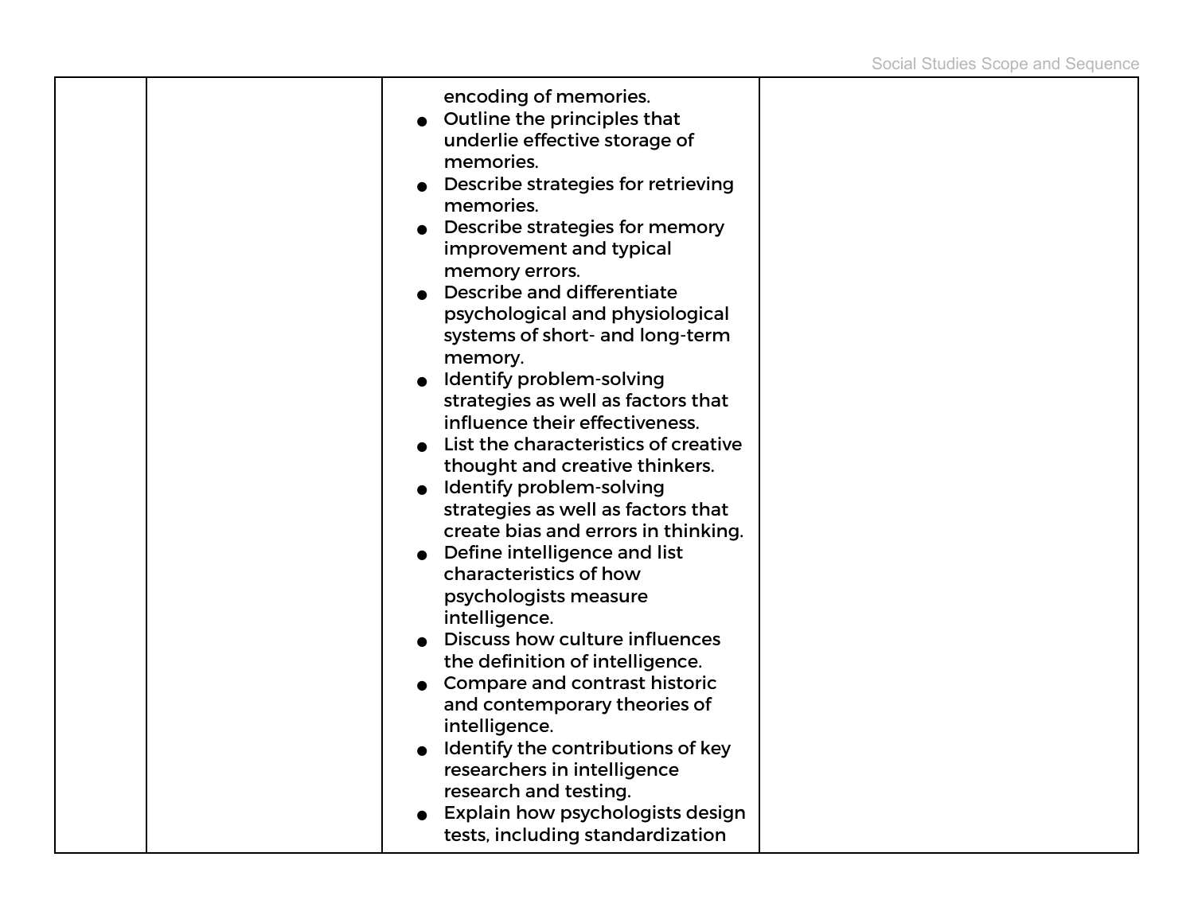|  |  | encoding of memories.<br>● Outline the principles that underlie effective storage of memories.<br>● Describe strategies for retrieving memories.<br>● Describe strategies for memory improvement and typical memory errors.<br>● Describe and differentiate psychological and physiological systems of short- and long-term memory.<br>● Identify problem-solving strategies as well as factors that influence their effectiveness.<br>● List the characteristics of creative thought and creative thinkers.<br>● Identify problem-solving strategies as well as factors that create bias and errors in thinking.<br>● Define intelligence and list characteristics of how psychologists measure intelligence.<br>● Discuss how culture influences the definition of intelligence.<br>● Compare and contrast historic and contemporary theories of intelligence.<br>● Identify the contributions of key researchers in intelligence research and testing.<br>● Explain how psychologists design tests, including standardization |  |
|---|---|---|---|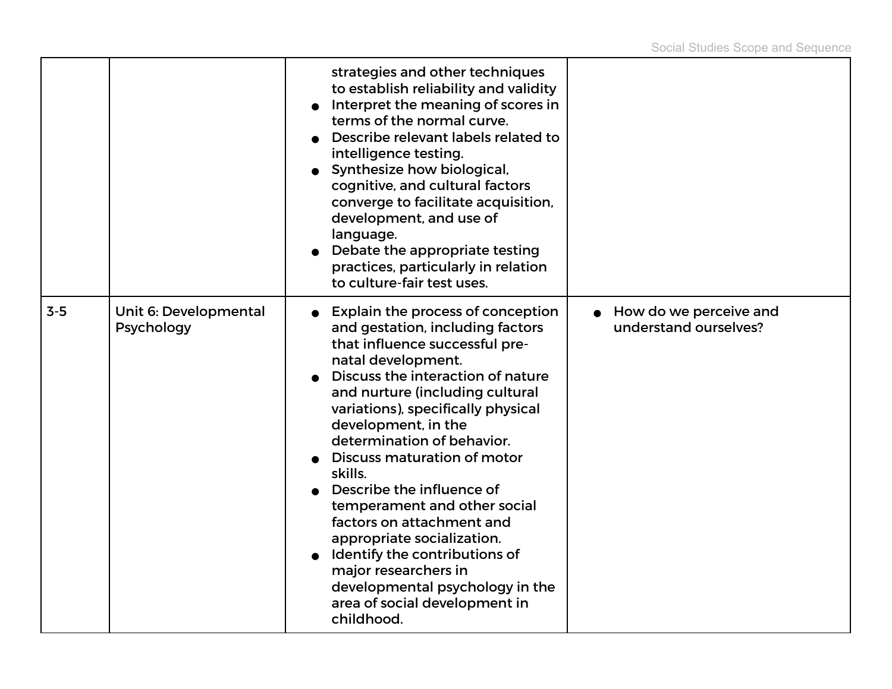| | | | |
|---|---|---|---|
| | | strategies and other techniques to establish reliability and validity<br>● Interpret the meaning of scores in terms of the normal curve.<br>● Describe relevant labels related to intelligence testing.<br>● Synthesize how biological, cognitive, and cultural factors converge to facilitate acquisition, development, and use of language.<br>● Debate the appropriate testing practices, particularly in relation to culture-fair test uses. | |
| 3-5 | Unit 6: Developmental Psychology | ● Explain the process of conception and gestation, including factors that influence successful pre-natal development.<br>● Discuss the interaction of nature and nurture (including cultural variations), specifically physical development, in the determination of behavior.<br>● Discuss maturation of motor skills.<br>● Describe the influence of temperament and other social factors on attachment and appropriate socialization.<br>● Identify the contributions of major researchers in developmental psychology in the area of social development in childhood. | ● How do we perceive and understand ourselves? |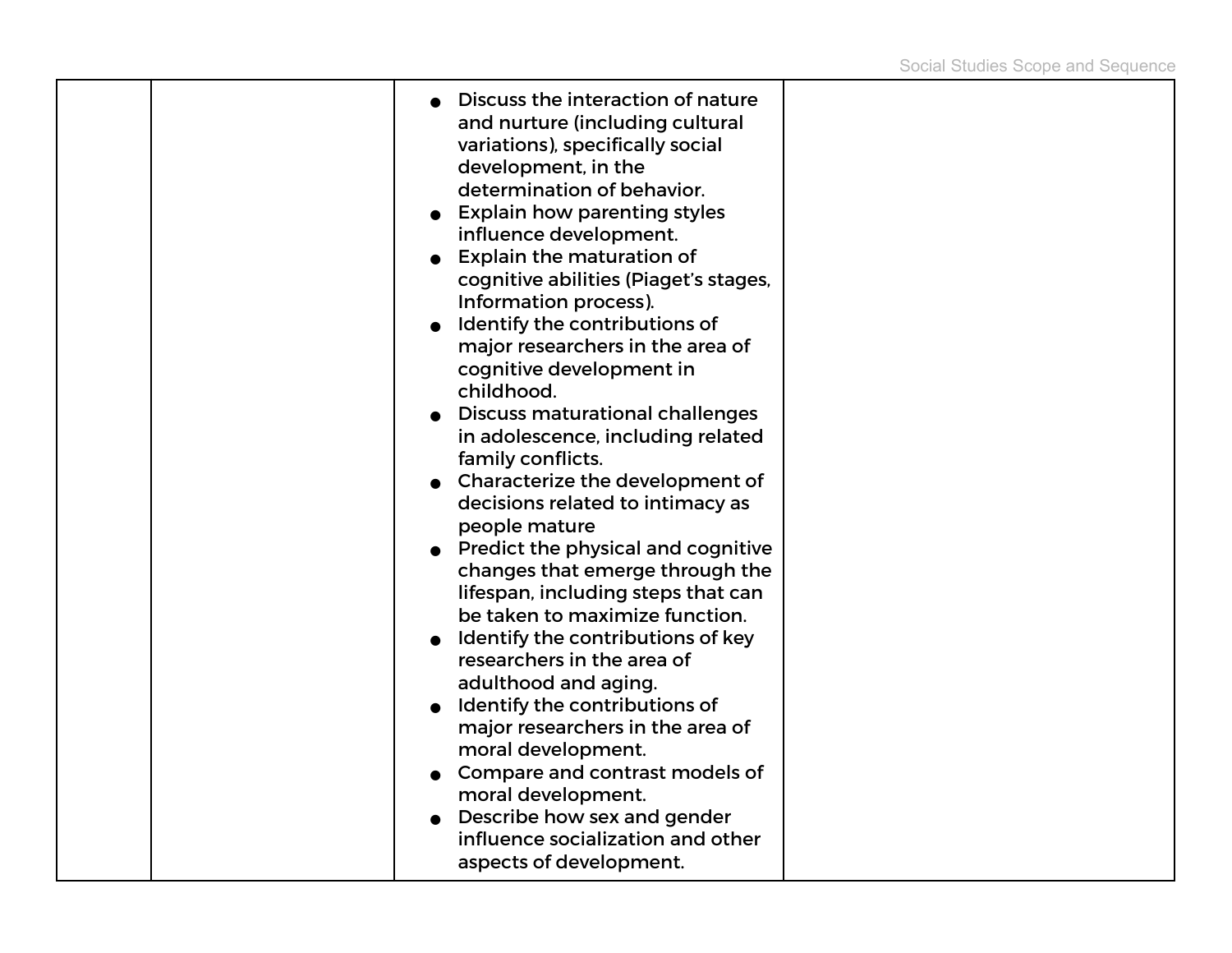|  |  |  |  |
|---|---|---|---|
|  |  | • Discuss the interaction of nature and nurture (including cultural variations), specifically social development, in the determination of behavior.<br>• Explain how parenting styles influence development.<br>• Explain the maturation of cognitive abilities (Piaget's stages, Information process).<br>• Identify the contributions of major researchers in the area of cognitive development in childhood.<br>• Discuss maturational challenges in adolescence, including related family conflicts.<br>• Characterize the development of decisions related to intimacy as people mature<br>• Predict the physical and cognitive changes that emerge through the lifespan, including steps that can be taken to maximize function.<br>• Identify the contributions of key researchers in the area of adulthood and aging.<br>• Identify the contributions of major researchers in the area of moral development.<br>• Compare and contrast models of moral development.<br>• Describe how sex and gender influence socialization and other aspects of development. |  |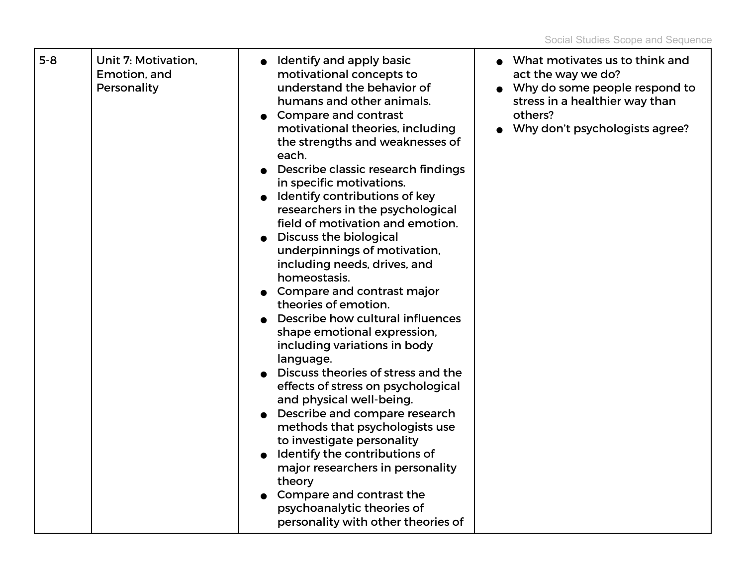| 5-8 | Unit 7: Motivation, Emotion, and Personality | <ul><li>Identify and apply basic motivational concepts to understand the behavior of humans and other animals.</li><li>Compare and contrast motivational theories, including the strengths and weaknesses of each.</li><li>Describe classic research findings in specific motivations.</li><li>Identify contributions of key researchers in the psychological field of motivation and emotion.</li><li>Discuss the biological underpinnings of motivation, including needs, drives, and homeostasis.</li><li>Compare and contrast major theories of emotion.</li><li>Describe how cultural influences shape emotional expression, including variations in body language.</li><li>Discuss theories of stress and the effects of stress on psychological and physical well-being.</li><li>Describe and compare research methods that psychologists use to investigate personality</li><li>Identify the contributions of major researchers in personality theory</li><li>Compare and contrast the psychoanalytic theories of personality with other theories of</li></ul> | <ul><li>What motivates us to think and act the way we do?</li><li>Why do some people respond to stress in a healthier way than others?</li><li>Why don't psychologists agree?</li></ul> |
|---|---|---|---|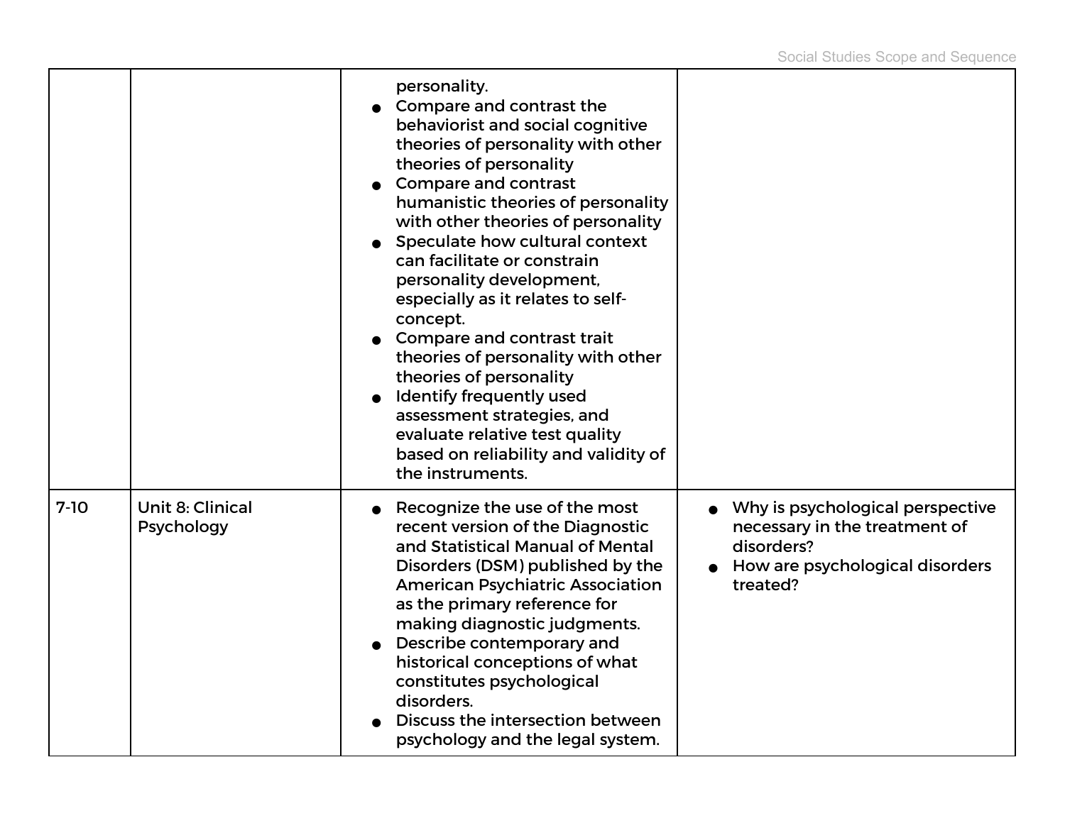| | | | |
|---|---|---|---|
| | | personality.<br>● Compare and contrast the behaviorist and social cognitive theories of personality with other theories of personality<br>● Compare and contrast humanistic theories of personality with other theories of personality<br>● Speculate how cultural context can facilitate or constrain personality development, especially as it relates to self-concept.<br>● Compare and contrast trait theories of personality with other theories of personality<br>● Identify frequently used assessment strategies, and evaluate relative test quality based on reliability and validity of the instruments. | |
| 7-10 | Unit 8: Clinical Psychology | ● Recognize the use of the most recent version of the Diagnostic and Statistical Manual of Mental Disorders (DSM) published by the American Psychiatric Association as the primary reference for making diagnostic judgments.<br>● Describe contemporary and historical conceptions of what constitutes psychological disorders.<br>● Discuss the intersection between psychology and the legal system. | ● Why is psychological perspective necessary in the treatment of disorders?<br>● How are psychological disorders treated? |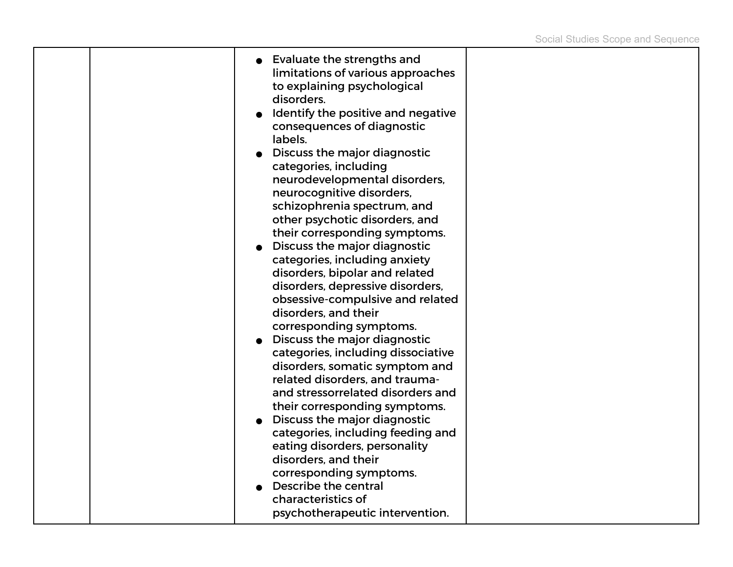|  |  |  |  |
|---|---|---|---|
|  |  | <ul><li>Evaluate the strengths and limitations of various approaches to explaining psychological disorders.</li><li>Identify the positive and negative consequences of diagnostic labels.</li><li>Discuss the major diagnostic categories, including neurodevelopmental disorders, neurocognitive disorders, schizophrenia spectrum, and other psychotic disorders, and their corresponding symptoms.</li><li>Discuss the major diagnostic categories, including anxiety disorders, bipolar and related disorders, depressive disorders, obsessive-compulsive and related disorders, and their corresponding symptoms.</li><li>Discuss the major diagnostic categories, including dissociative disorders, somatic symptom and related disorders, and trauma- and stressorrelated disorders and their corresponding symptoms.</li><li>Discuss the major diagnostic categories, including feeding and eating disorders, personality disorders, and their corresponding symptoms.</li><li>Describe the central characteristics of psychotherapeutic intervention.</li></ul> |  |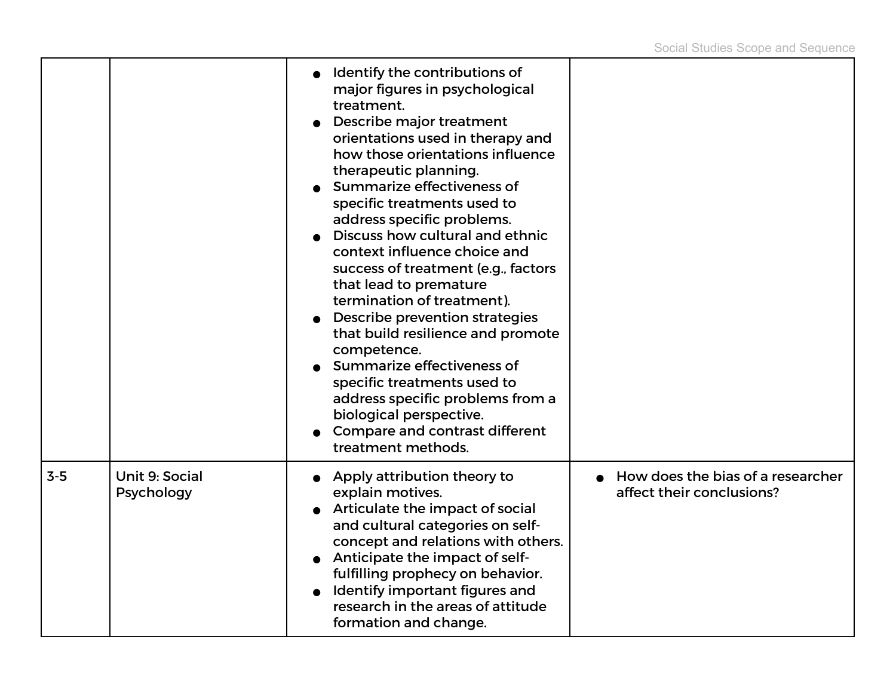| | | | |
|---|---|---|---|
| | | • Identify the contributions of major figures in psychological treatment.<br>• Describe major treatment orientations used in therapy and how those orientations influence therapeutic planning.<br>• Summarize effectiveness of specific treatments used to address specific problems.<br>• Discuss how cultural and ethnic context influence choice and success of treatment (e.g., factors that lead to premature termination of treatment).<br>• Describe prevention strategies that build resilience and promote competence.<br>• Summarize effectiveness of specific treatments used to address specific problems from a biological perspective.<br>• Compare and contrast different treatment methods. | |
| 3-5 | Unit 9: Social Psychology | • Apply attribution theory to explain motives.<br>• Articulate the impact of social and cultural categories on self-concept and relations with others.<br>• Anticipate the impact of self-fulfilling prophecy on behavior.<br>• Identify important figures and research in the areas of attitude formation and change. | • How does the bias of a researcher affect their conclusions? |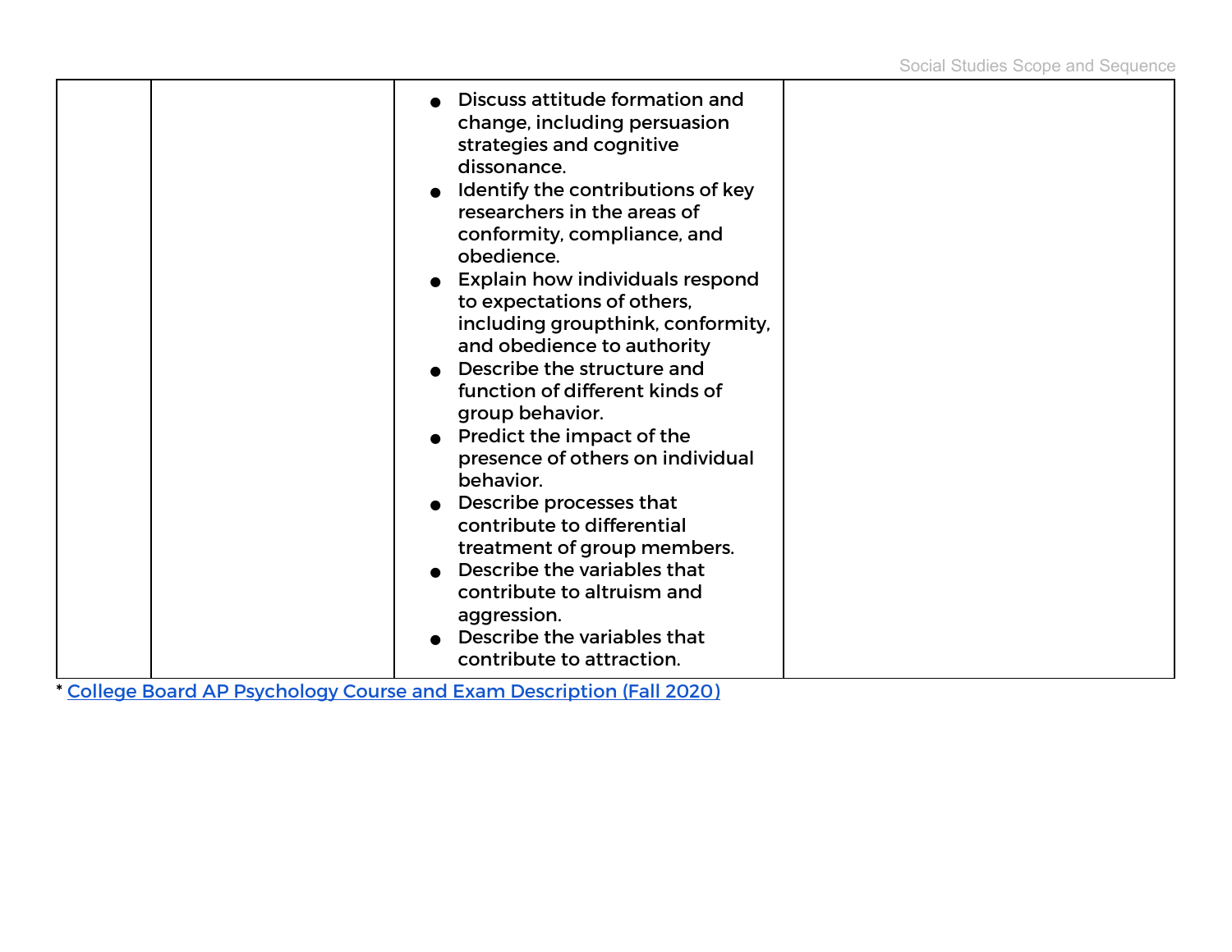| | | | |
|---|---|---|---|
| | | ● Discuss attitude formation and change, including persuasion strategies and cognitive dissonance.<br>● Identify the contributions of key researchers in the areas of conformity, compliance, and obedience.<br>● Explain how individuals respond to expectations of others, including groupthink, conformity, and obedience to authority<br>● Describe the structure and function of different kinds of group behavior.<br>● Predict the impact of the presence of others on individual behavior.<br>● Describe processes that contribute to differential treatment of group members.<br>● Describe the variables that contribute to altruism and aggression.<br>● Describe the variables that contribute to attraction. | |

* [College Board AP Psychology Course and Exam Description (Fall 2020)]